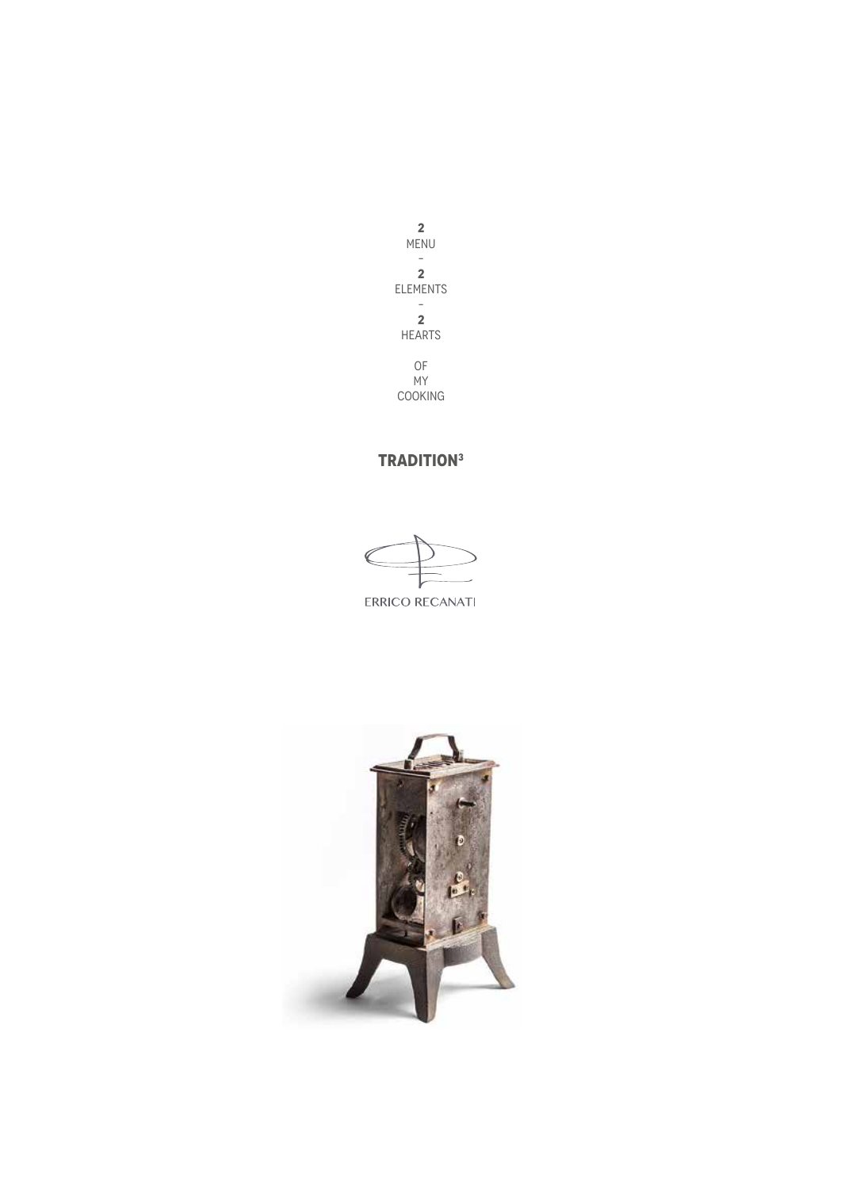**2**
MENU
–
**2**
ELEMENTS
–
**2**
HEARTS

OF
MY
COOKING

## TRADITION$^3$

ERRICO RECANATI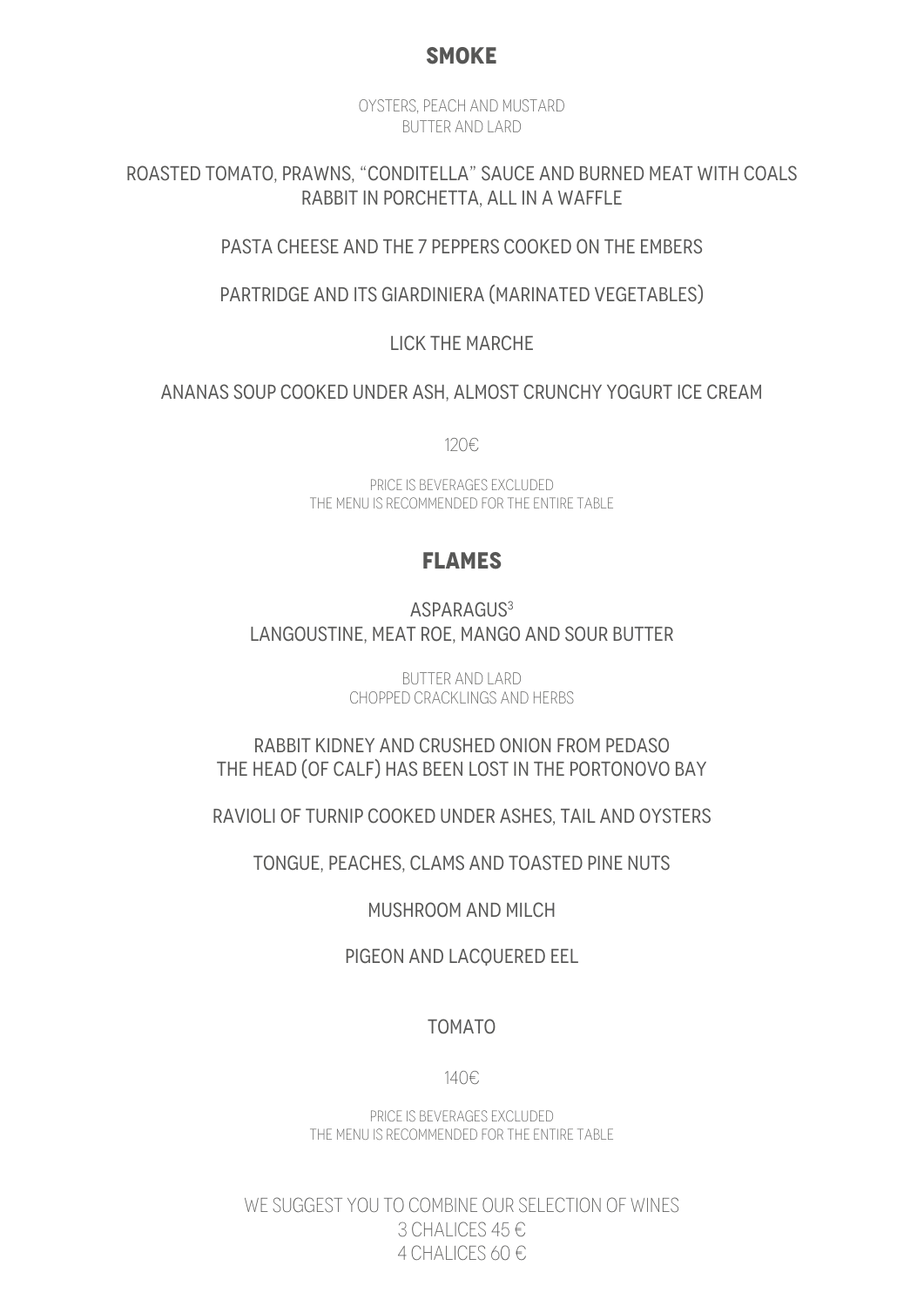## SMOKE

OYSTERS, PEACH AND MUSTARD
BUTTER AND LARD

ROASTED TOMATO, PRAWNS, "CONDITELLA" SAUCE AND BURNED MEAT WITH COALS
RABBIT IN PORCHETTA, ALL IN A WAFFLE

PASTA CHEESE AND THE 7 PEPPERS COOKED ON THE EMBERS

PARTRIDGE AND ITS GIARDINIERA (MARINATED VEGETABLES)

LICK THE MARCHE

ANANAS SOUP COOKED UNDER ASH, ALMOST CRUNCHY YOGURT ICE CREAM

120€

PRICE IS BEVERAGES EXCLUDED
THE MENU IS RECOMMENDED FOR THE ENTIRE TABLE

## FLAMES

$ASPARAGUS^3$
LANGOUSTINE, MEAT ROE, MANGO AND SOUR BUTTER

BUTTER AND LARD
CHOPPED CRACKLINGS AND HERBS

RABBIT KIDNEY AND CRUSHED ONION FROM PEDASO
THE HEAD (OF CALF) HAS BEEN LOST IN THE PORTONOVO BAY

RAVIOLI OF TURNIP COOKED UNDER ASHES, TAIL AND OYSTERS

TONGUE, PEACHES, CLAMS AND TOASTED PINE NUTS

MUSHROOM AND MILCH

PIGEON AND LACQUERED EEL

TOMATO

140€

PRICE IS BEVERAGES EXCLUDED
THE MENU IS RECOMMENDED FOR THE ENTIRE TABLE

WE SUGGEST YOU TO COMBINE OUR SELECTION OF WINES
3 CHALICES 45 €
4 CHALICES 60 €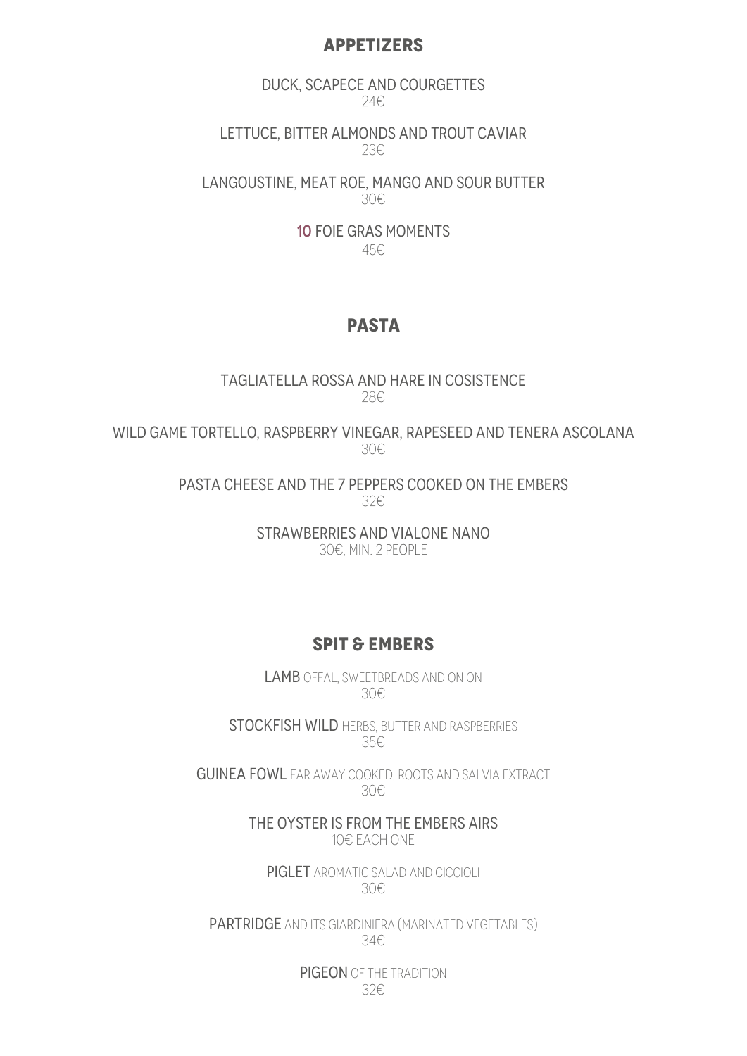## APPETIZERS

DUCK, SCAPECE AND COURGETTES
24€

LETTUCE, BITTER ALMONDS AND TROUT CAVIAR
23€

LANGOUSTINE, MEAT ROE, MANGO AND SOUR BUTTER
30€

10 FOIE GRAS MOMENTS
45€

## PASTA

TAGLIATELLA ROSSA AND HARE IN COSISTENCE
28€

WILD GAME TORTELLO, RASPBERRY VINEGAR, RAPESEED AND TENERA ASCOLANA
30€

PASTA CHEESE AND THE 7 PEPPERS COOKED ON THE EMBERS
32€

STRAWBERRIES AND VIALONE NANO
30€, MIN. 2 PEOPLE

## SPIT & EMBERS

LAMB OFFAL, SWEETBREADS AND ONION
30€

STOCKFISH WILD HERBS, BUTTER AND RASPBERRIES
35€

GUINEA FOWL FAR AWAY COOKED, ROOTS AND SALVIA EXTRACT
30€

THE OYSTER IS FROM THE EMBERS AIRS
10€ EACH ONE

PIGLET AROMATIC SALAD AND CICCIOLI
30€

PARTRIDGE AND ITS GIARDINIERA (MARINATED VEGETABLES)
34€

PIGEON OF THE TRADITION
32€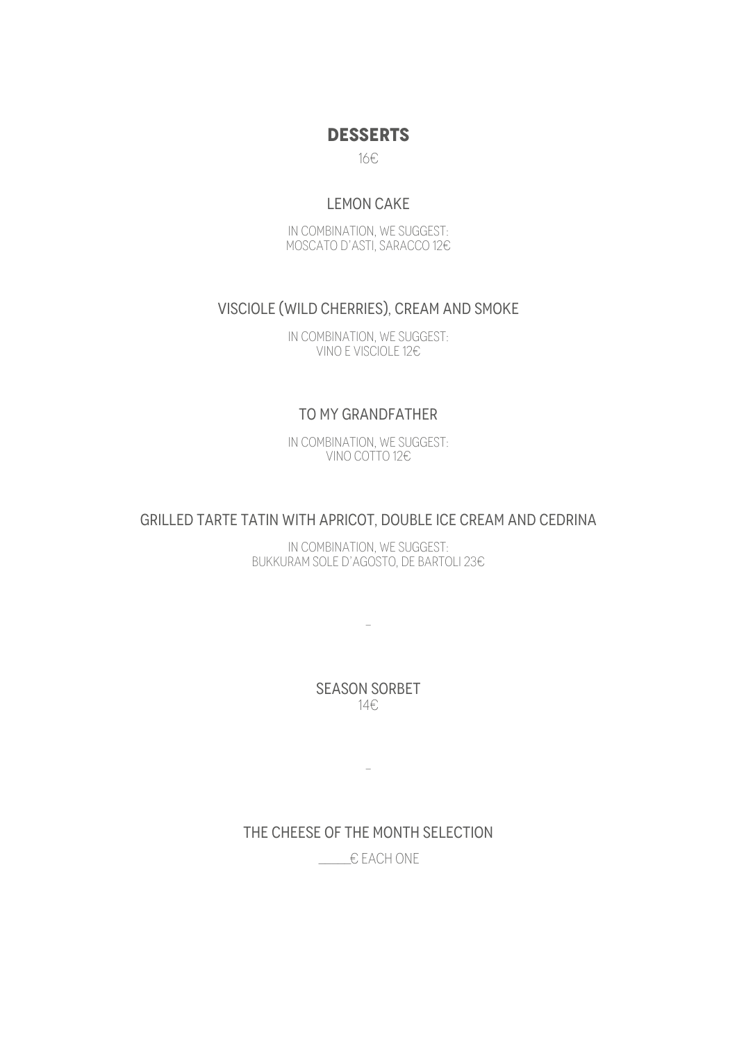## DESSERTS

16€

### LEMON CAKE

IN COMBINATION, WE SUGGEST:
MOSCATO D'ASTI, SARACCO 12€

### VISCIOLE (WILD CHERRIES), CREAM AND SMOKE

IN COMBINATION, WE SUGGEST:
VINO E VISCIOLE 12€

### TO MY GRANDFATHER

IN COMBINATION, WE SUGGEST:
VINO COTTO 12€

### GRILLED TARTE TATIN WITH APRICOT, DOUBLE ICE CREAM AND CEDRINA

IN COMBINATION, WE SUGGEST:
BUKKURAM SOLE D'AGOSTO, DE BARTOLI 23€

-

### SEASON SORBET

14€

-

### THE CHEESE OF THE MONTH SELECTION

_____€ EACH ONE